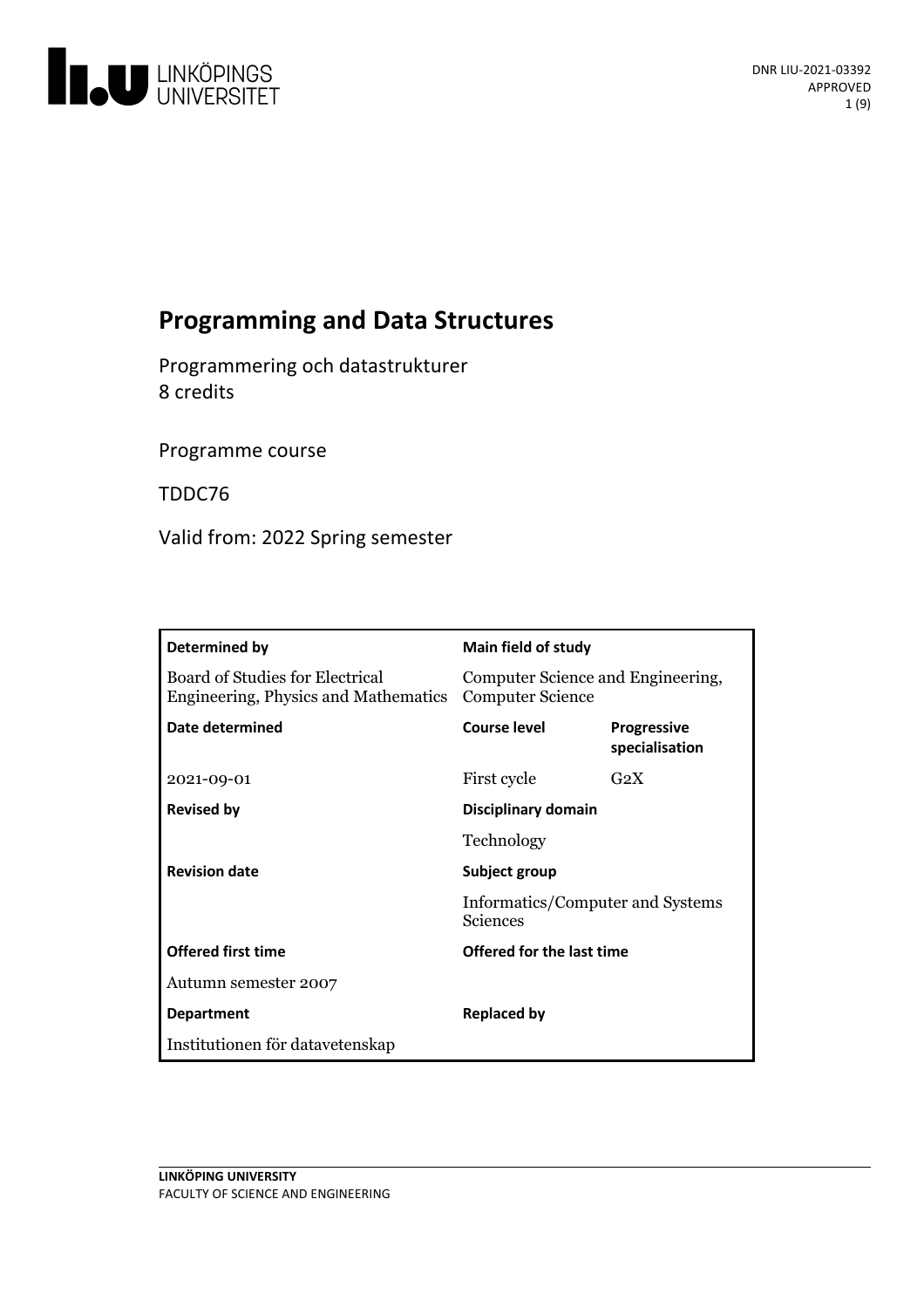# Programming and Data Structures

Programmering och datastrukturer
8 credits

Programme course

TDDC76

Valid from: 2022 Spring semester

| Determined by | Main field of study | |
|---|---|---|
| Board of Studies for Electrical Engineering, Physics and Mathematics | Computer Science and Engineering, Computer Science | |
| **Date determined** | **Course level** | **Progressive specialisation** |
| 2021-09-01 | First cycle | G2X |
| **Revised by** | **Disciplinary domain** | |
| | Technology | |
| **Revision date** | **Subject group** | |
| | Informatics/Computer and Systems Sciences | |
| **Offered first time** | **Offered for the last time** | |
| Autumn semester 2007 | | |
| **Department** | **Replaced by** | |
| Institutionen för datavetenskap | | |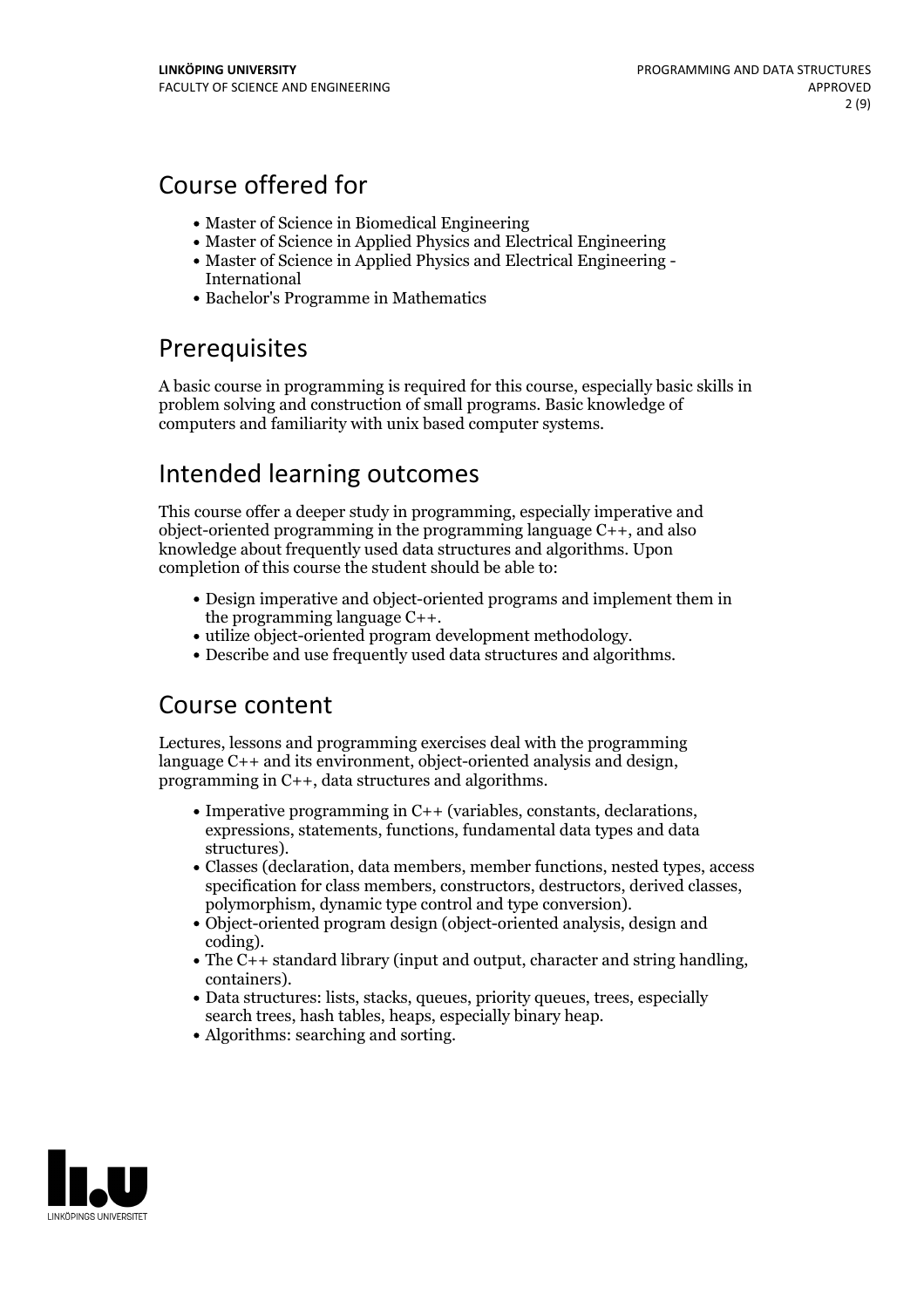# Course offered for

- Master of Science in Biomedical Engineering
- Master of Science in Applied Physics and Electrical Engineering
- Master of Science in Applied Physics and Electrical Engineering - International
- Bachelor's Programme in Mathematics

# Prerequisites

A basic course in programming is required for this course, especially basic skills in problem solving and construction of small programs. Basic knowledge of computers and familiarity with unix based computer systems.

# Intended learning outcomes

This course offer a deeper study in programming, especially imperative and object-oriented programming in the programming language C++, and also knowledge about frequently used data structures and algorithms. Upon completion of this course the student should be able to:

- Design imperative and object-oriented programs and implement them in the programming language C++.
- utilize object-oriented program development methodology.
- Describe and use frequently used data structures and algorithms.

# Course content

Lectures, lessons and programming exercises deal with the programming language C++ and its environment, object-oriented analysis and design, programming in C++, data structures and algorithms.

- Imperative programming in C++ (variables, constants, declarations, expressions, statements, functions, fundamental data types and data structures).
- Classes (declaration, data members, member functions, nested types, access specification for class members, constructors, destructors, derived classes, polymorphism, dynamic type control and type conversion).
- Object-oriented program design (object-oriented analysis, design and coding).
- The C++ standard library (input and output, character and string handling, containers).
- Data structures: lists, stacks, queues, priority queues, trees, especially search trees, hash tables, heaps, especially binary heap.
- Algorithms: searching and sorting.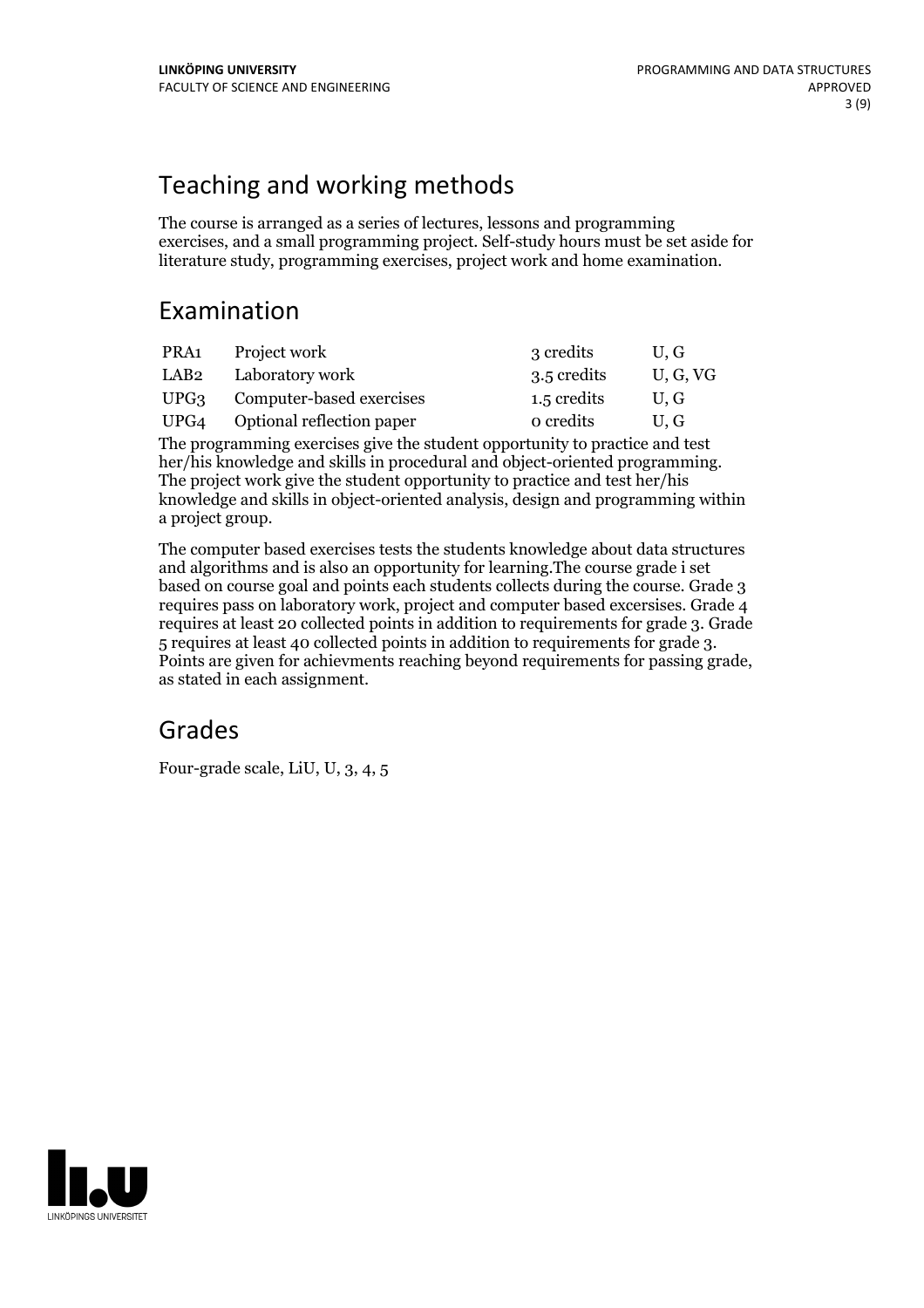## Teaching and working methods

The course is arranged as a series of lectures, lessons and programming exercises, and a small programming project. Self-study hours must be set aside for literature study, programming exercises, project work and home examination.

## Examination

| | | | |
|---|---|---|---|
| PRA1 | Project work | 3 credits | U, G |
| LAB2 | Laboratory work | 3.5 credits | U, G, VG |
| UPG3 | Computer-based exercises | 1.5 credits | U, G |
| UPG4 | Optional reflection paper | 0 credits | U, G |

The programming exercises give the student opportunity to practice and test her/his knowledge and skills in procedural and object-oriented programming. The project work give the student opportunity to practice and test her/his knowledge and skills in object-oriented analysis, design and programming within a project group.

The computer based exercises tests the students knowledge about data structures and algorithms and is also an opportunity for learning.The course grade i set based on course goal and points each students collects during the course. Grade 3 requires pass on laboratory work, project and computer based excersises. Grade 4 requires at least 20 collected points in addition to requirements for grade 3. Grade 5 requires at least 40 collected points in addition to requirements for grade 3. Points are given for achievments reaching beyond requirements for passing grade, as stated in each assignment.

## Grades

Four-grade scale, LiU, U, 3, 4, 5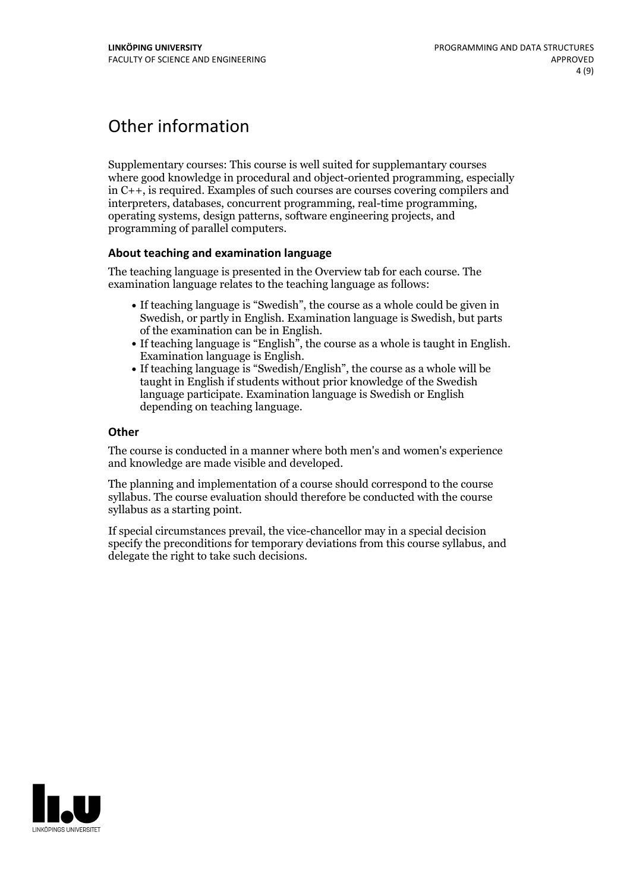# Other information

Supplementary courses: This course is well suited for supplemantary courses where good knowledge in procedural and object-oriented programming, especially in C++, is required. Examples of such courses are courses covering compilers and interpreters, databases, concurrent programming, real-time programming, operating systems, design patterns, software engineering projects, and programming of parallel computers.

### About teaching and examination language

The teaching language is presented in the Overview tab for each course. The examination language relates to the teaching language as follows:

- If teaching language is "Swedish", the course as a whole could be given in Swedish, or partly in English. Examination language is Swedish, but parts of the examination can be in English.
- If teaching language is "English", the course as a whole is taught in English. Examination language is English.
- If teaching language is "Swedish/English", the course as a whole will be taught in English if students without prior knowledge of the Swedish language participate. Examination language is Swedish or English depending on teaching language.

### Other

The course is conducted in a manner where both men's and women's experience and knowledge are made visible and developed.

The planning and implementation of a course should correspond to the course syllabus. The course evaluation should therefore be conducted with the course syllabus as a starting point.

If special circumstances prevail, the vice-chancellor may in a special decision specify the preconditions for temporary deviations from this course syllabus, and delegate the right to take such decisions.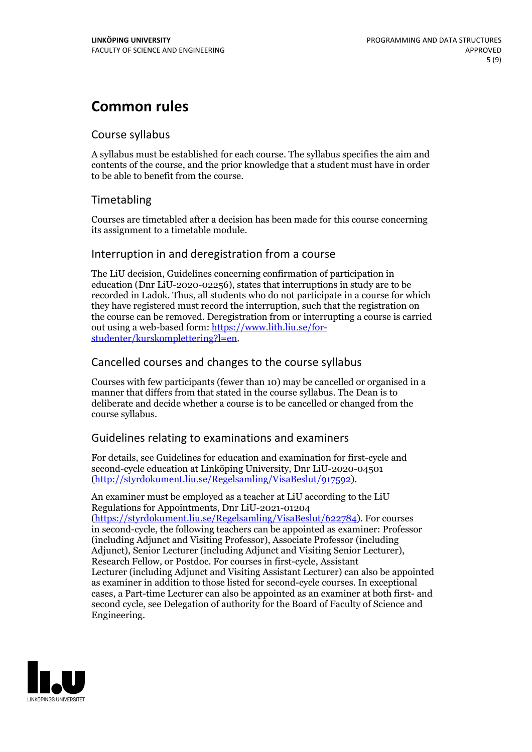# Common rules

## Course syllabus

A syllabus must be established for each course. The syllabus specifies the aim and contents of the course, and the prior knowledge that a student must have in order to be able to benefit from the course.

## Timetabling

Courses are timetabled after a decision has been made for this course concerning its assignment to a timetable module.

## Interruption in and deregistration from a course

The LiU decision, Guidelines concerning confirmation of participation in education (Dnr LiU-2020-02256), states that interruptions in study are to be recorded in Ladok. Thus, all students who do not participate in a course for which they have registered must record the interruption, such that the registration on the course can be removed. Deregistration from or interrupting a course is carried out using a web-based form: https://www.lith.liu.se/for-studenter/kurskomplettering?l=en.

## Cancelled courses and changes to the course syllabus

Courses with few participants (fewer than 10) may be cancelled or organised in a manner that differs from that stated in the course syllabus. The Dean is to deliberate and decide whether a course is to be cancelled or changed from the course syllabus.

## Guidelines relating to examinations and examiners

For details, see Guidelines for education and examination for first-cycle and second-cycle education at Linköping University, Dnr LiU-2020-04501 (http://styrdokument.liu.se/Regelsamling/VisaBeslut/917592).

An examiner must be employed as a teacher at LiU according to the LiU Regulations for Appointments, Dnr LiU-2021-01204 (https://styrdokument.liu.se/Regelsamling/VisaBeslut/622784). For courses in second-cycle, the following teachers can be appointed as examiner: Professor (including Adjunct and Visiting Professor), Associate Professor (including Adjunct), Senior Lecturer (including Adjunct and Visiting Senior Lecturer), Research Fellow, or Postdoc. For courses in first-cycle, Assistant Lecturer (including Adjunct and Visiting Assistant Lecturer) can also be appointed as examiner in addition to those listed for second-cycle courses. In exceptional cases, a Part-time Lecturer can also be appointed as an examiner at both first- and second cycle, see Delegation of authority for the Board of Faculty of Science and Engineering.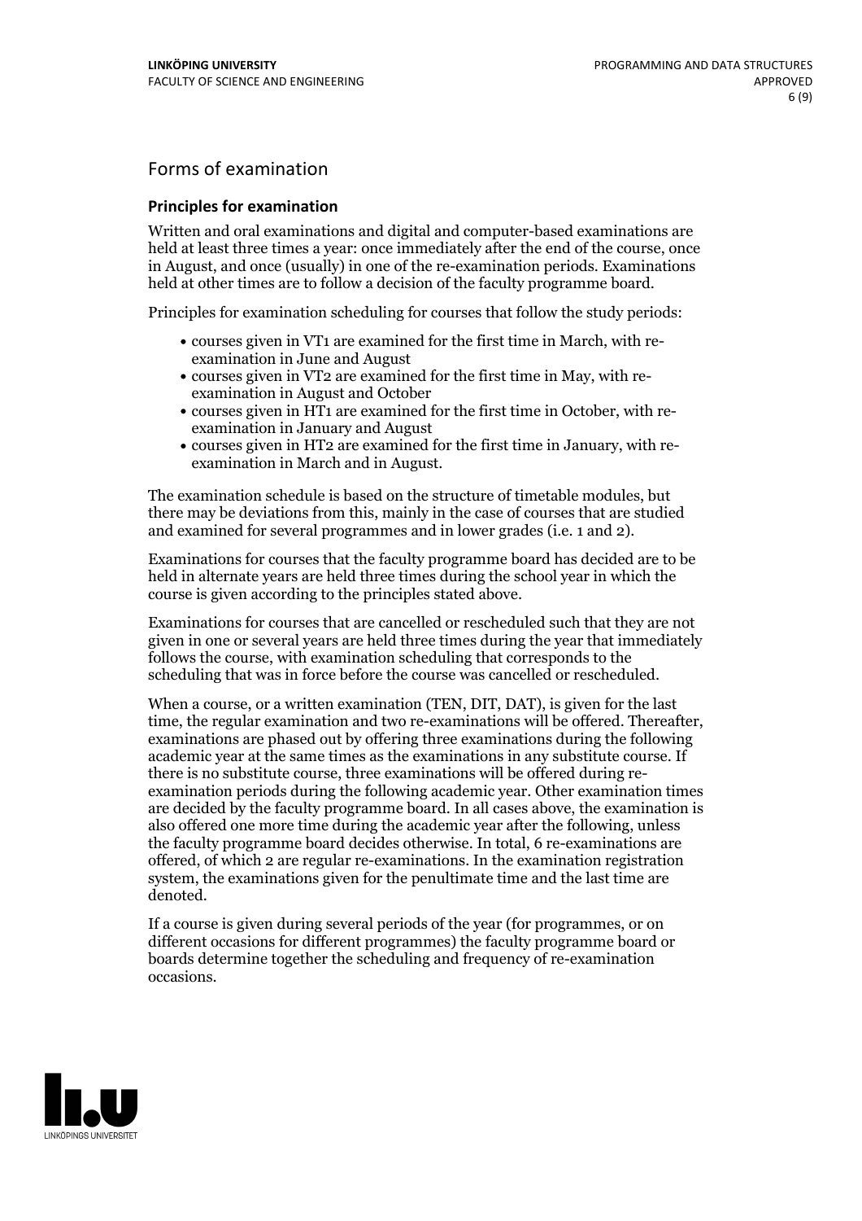## Forms of examination

### Principles for examination

Written and oral examinations and digital and computer-based examinations are held at least three times a year: once immediately after the end of the course, once in August, and once (usually) in one of the re-examination periods. Examinations held at other times are to follow a decision of the faculty programme board.

Principles for examination scheduling for courses that follow the study periods:

- courses given in VT1 are examined for the first time in March, with re-examination in June and August
- courses given in VT2 are examined for the first time in May, with re-examination in August and October
- courses given in HT1 are examined for the first time in October, with re-examination in January and August
- courses given in HT2 are examined for the first time in January, with re-examination in March and in August.

The examination schedule is based on the structure of timetable modules, but there may be deviations from this, mainly in the case of courses that are studied and examined for several programmes and in lower grades (i.e. 1 and 2).

Examinations for courses that the faculty programme board has decided are to be held in alternate years are held three times during the school year in which the course is given according to the principles stated above.

Examinations for courses that are cancelled or rescheduled such that they are not given in one or several years are held three times during the year that immediately follows the course, with examination scheduling that corresponds to the scheduling that was in force before the course was cancelled or rescheduled.

When a course, or a written examination (TEN, DIT, DAT), is given for the last time, the regular examination and two re-examinations will be offered. Thereafter, examinations are phased out by offering three examinations during the following academic year at the same times as the examinations in any substitute course. If there is no substitute course, three examinations will be offered during re-examination periods during the following academic year. Other examination times are decided by the faculty programme board. In all cases above, the examination is also offered one more time during the academic year after the following, unless the faculty programme board decides otherwise. In total, 6 re-examinations are offered, of which 2 are regular re-examinations. In the examination registration system, the examinations given for the penultimate time and the last time are denoted.

If a course is given during several periods of the year (for programmes, or on different occasions for different programmes) the faculty programme board or boards determine together the scheduling and frequency of re-examination occasions.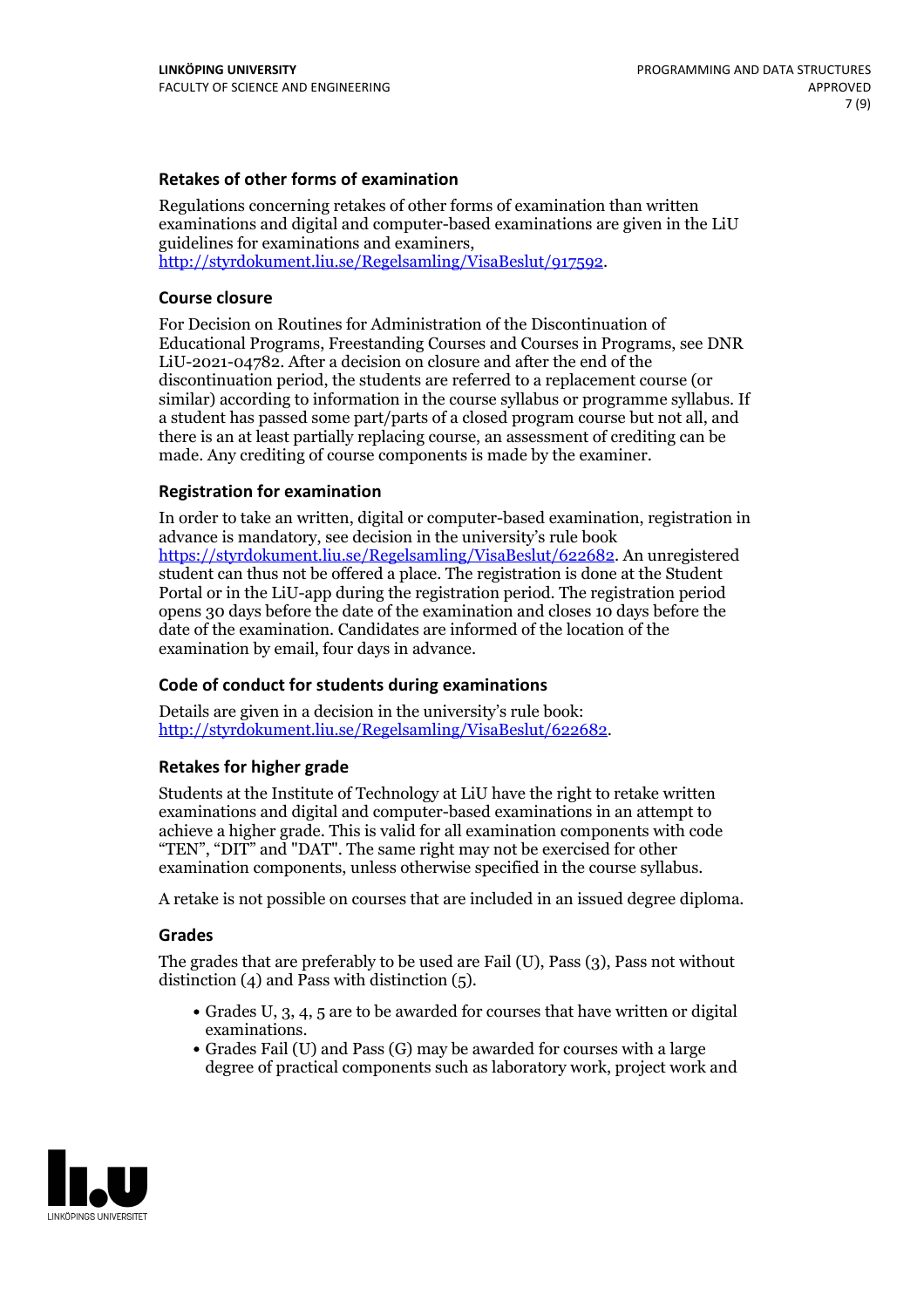### Retakes of other forms of examination

Regulations concerning retakes of other forms of examination than written examinations and digital and computer-based examinations are given in the LiU guidelines for examinations and examiners, http://styrdokument.liu.se/Regelsamling/VisaBeslut/917592.

### Course closure

For Decision on Routines for Administration of the Discontinuation of Educational Programs, Freestanding Courses and Courses in Programs, see DNR LiU-2021-04782. After a decision on closure and after the end of the discontinuation period, the students are referred to a replacement course (or similar) according to information in the course syllabus or programme syllabus. If a student has passed some part/parts of a closed program course but not all, and there is an at least partially replacing course, an assessment of crediting can be made. Any crediting of course components is made by the examiner.

### Registration for examination

In order to take an written, digital or computer-based examination, registration in advance is mandatory, see decision in the university's rule book https://styrdokument.liu.se/Regelsamling/VisaBeslut/622682. An unregistered student can thus not be offered a place. The registration is done at the Student Portal or in the LiU-app during the registration period. The registration period opens 30 days before the date of the examination and closes 10 days before the date of the examination. Candidates are informed of the location of the examination by email, four days in advance.

### Code of conduct for students during examinations

Details are given in a decision in the university's rule book: http://styrdokument.liu.se/Regelsamling/VisaBeslut/622682.

### Retakes for higher grade

Students at the Institute of Technology at LiU have the right to retake written examinations and digital and computer-based examinations in an attempt to achieve a higher grade. This is valid for all examination components with code "TEN", "DIT" and "DAT". The same right may not be exercised for other examination components, unless otherwise specified in the course syllabus.

A retake is not possible on courses that are included in an issued degree diploma.

### Grades

The grades that are preferably to be used are Fail (U), Pass (3), Pass not without distinction (4) and Pass with distinction (5).

- Grades U, 3, 4, 5 are to be awarded for courses that have written or digital examinations.
- Grades Fail (U) and Pass (G) may be awarded for courses with a large degree of practical components such as laboratory work, project work and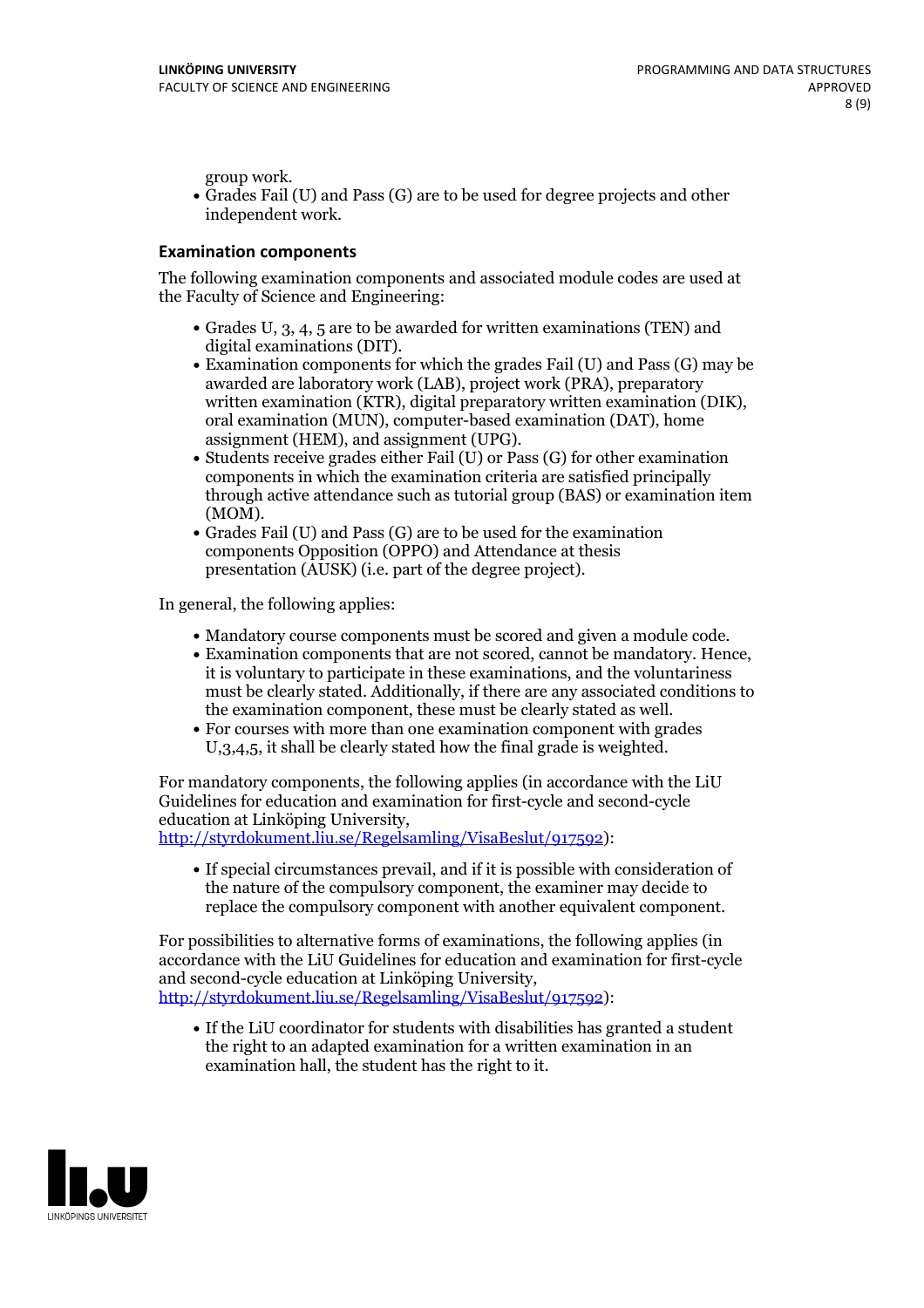group work.

- Grades Fail (U) and Pass (G) are to be used for degree projects and other independent work.

### Examination components

The following examination components and associated module codes are used at the Faculty of Science and Engineering:

- Grades U, 3, 4, 5 are to be awarded for written examinations (TEN) and digital examinations (DIT).
- Examination components for which the grades Fail (U) and Pass (G) may be awarded are laboratory work (LAB), project work (PRA), preparatory written examination (KTR), digital preparatory written examination (DIK), oral examination (MUN), computer-based examination (DAT), home assignment (HEM), and assignment (UPG).
- Students receive grades either Fail (U) or Pass (G) for other examination components in which the examination criteria are satisfied principally through active attendance such as tutorial group (BAS) or examination item (MOM).
- Grades Fail (U) and Pass (G) are to be used for the examination components Opposition (OPPO) and Attendance at thesis presentation (AUSK) (i.e. part of the degree project).

In general, the following applies:

- Mandatory course components must be scored and given a module code.
- Examination components that are not scored, cannot be mandatory. Hence, it is voluntary to participate in these examinations, and the voluntariness must be clearly stated. Additionally, if there are any associated conditions to the examination component, these must be clearly stated as well.
- For courses with more than one examination component with grades U,3,4,5, it shall be clearly stated how the final grade is weighted.

For mandatory components, the following applies (in accordance with the LiU Guidelines for education and examination for first-cycle and second-cycle education at Linköping University, http://styrdokument.liu.se/Regelsamling/VisaBeslut/917592):

- If special circumstances prevail, and if it is possible with consideration of the nature of the compulsory component, the examiner may decide to replace the compulsory component with another equivalent component.

For possibilities to alternative forms of examinations, the following applies (in accordance with the LiU Guidelines for education and examination for first-cycle and second-cycle education at Linköping University, http://styrdokument.liu.se/Regelsamling/VisaBeslut/917592):

- If the LiU coordinator for students with disabilities has granted a student the right to an adapted examination for a written examination in an examination hall, the student has the right to it.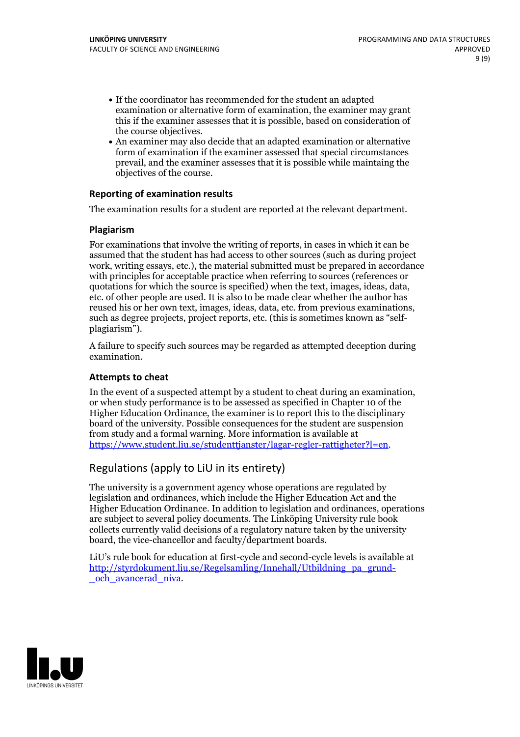- If the coordinator has recommended for the student an adapted examination or alternative form of examination, the examiner may grant this if the examiner assesses that it is possible, based on consideration of the course objectives.
- An examiner may also decide that an adapted examination or alternative form of examination if the examiner assessed that special circumstances prevail, and the examiner assesses that it is possible while maintaing the objectives of the course.

### Reporting of examination results

The examination results for a student are reported at the relevant department.

### Plagiarism

For examinations that involve the writing of reports, in cases in which it can be assumed that the student has had access to other sources (such as during project work, writing essays, etc.), the material submitted must be prepared in accordance with principles for acceptable practice when referring to sources (references or quotations for which the source is specified) when the text, images, ideas, data, etc. of other people are used. It is also to be made clear whether the author has reused his or her own text, images, ideas, data, etc. from previous examinations, such as degree projects, project reports, etc. (this is sometimes known as "self-plagiarism").

A failure to specify such sources may be regarded as attempted deception during examination.

### Attempts to cheat

In the event of a suspected attempt by a student to cheat during an examination, or when study performance is to be assessed as specified in Chapter 10 of the Higher Education Ordinance, the examiner is to report this to the disciplinary board of the university. Possible consequences for the student are suspension from study and a formal warning. More information is available at https://www.student.liu.se/studenttjanster/lagar-regler-rattigheter?l=en.

## Regulations (apply to LiU in its entirety)

The university is a government agency whose operations are regulated by legislation and ordinances, which include the Higher Education Act and the Higher Education Ordinance. In addition to legislation and ordinances, operations are subject to several policy documents. The Linköping University rule book collects currently valid decisions of a regulatory nature taken by the university board, the vice-chancellor and faculty/department boards.

LiU's rule book for education at first-cycle and second-cycle levels is available at http://styrdokument.liu.se/Regelsamling/Innehall/Utbildning_pa_grund-_och_avancerad_niva.